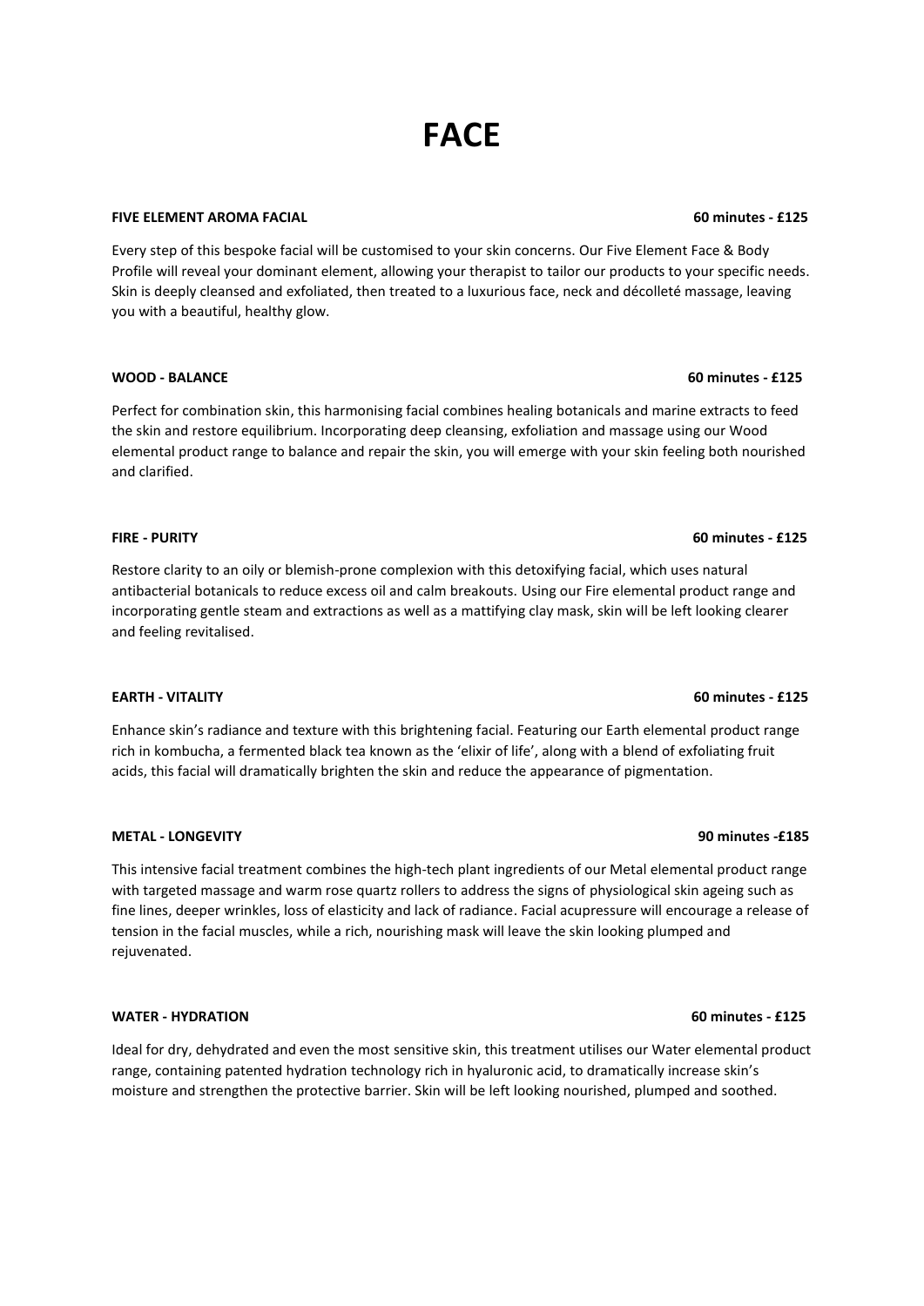# FACE

**FIVE ELEMENT AROMA FACIAL** **60 minutes - £125**

Every step of this bespoke facial will be customised to your skin concerns. Our Five Element Face & Body Profile will reveal your dominant element, allowing your therapist to tailor our products to your specific needs. Skin is deeply cleansed and exfoliated, then treated to a luxurious face, neck and décolleté massage, leaving you with a beautiful, healthy glow.

**WOOD - BALANCE** **60 minutes - £125**

Perfect for combination skin, this harmonising facial combines healing botanicals and marine extracts to feed the skin and restore equilibrium. Incorporating deep cleansing, exfoliation and massage using our Wood elemental product range to balance and repair the skin, you will emerge with your skin feeling both nourished and clarified.

**FIRE - PURITY** **60 minutes - £125**

Restore clarity to an oily or blemish-prone complexion with this detoxifying facial, which uses natural antibacterial botanicals to reduce excess oil and calm breakouts. Using our Fire elemental product range and incorporating gentle steam and extractions as well as a mattifying clay mask, skin will be left looking clearer and feeling revitalised.

**EARTH - VITALITY** **60 minutes - £125**

Enhance skin's radiance and texture with this brightening facial. Featuring our Earth elemental product range rich in kombucha, a fermented black tea known as the 'elixir of life', along with a blend of exfoliating fruit acids, this facial will dramatically brighten the skin and reduce the appearance of pigmentation.

**METAL - LONGEVITY** **90 minutes -£185**

This intensive facial treatment combines the high-tech plant ingredients of our Metal elemental product range with targeted massage and warm rose quartz rollers to address the signs of physiological skin ageing such as fine lines, deeper wrinkles, loss of elasticity and lack of radiance. Facial acupressure will encourage a release of tension in the facial muscles, while a rich, nourishing mask will leave the skin looking plumped and rejuvenated.

**WATER - HYDRATION** **60 minutes - £125**

Ideal for dry, dehydrated and even the most sensitive skin, this treatment utilises our Water elemental product range, containing patented hydration technology rich in hyaluronic acid, to dramatically increase skin's moisture and strengthen the protective barrier. Skin will be left looking nourished, plumped and soothed.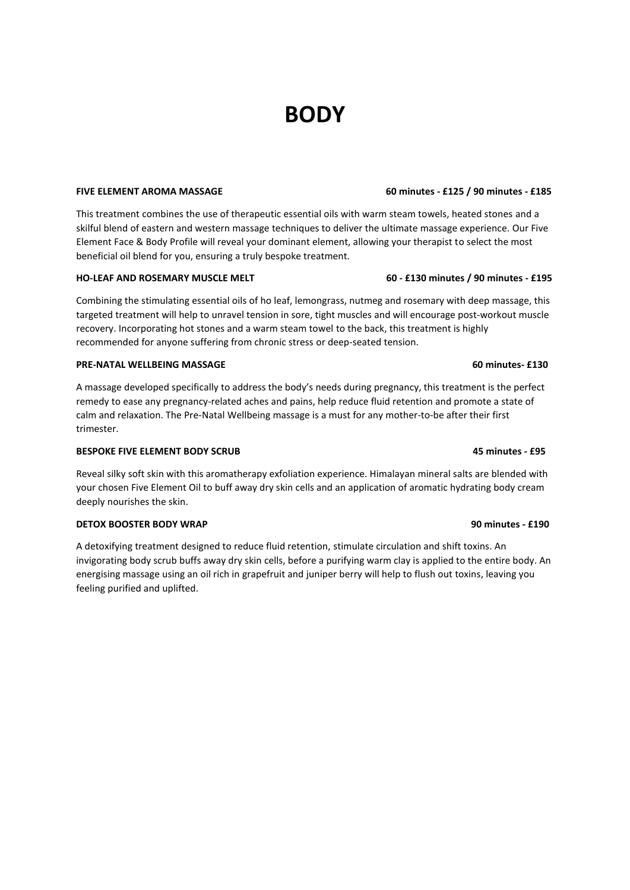# BODY

**FIVE ELEMENT AROMA MASSAGE** **60 minutes - £125 / 90 minutes - £185**

This treatment combines the use of therapeutic essential oils with warm steam towels, heated stones and a skilful blend of eastern and western massage techniques to deliver the ultimate massage experience. Our Five Element Face & Body Profile will reveal your dominant element, allowing your therapist to select the most beneficial oil blend for you, ensuring a truly bespoke treatment.

**HO-LEAF AND ROSEMARY MUSCLE MELT** **60 - £130 minutes / 90 minutes - £195**

Combining the stimulating essential oils of ho leaf, lemongrass, nutmeg and rosemary with deep massage, this targeted treatment will help to unravel tension in sore, tight muscles and will encourage post-workout muscle recovery. Incorporating hot stones and a warm steam towel to the back, this treatment is highly recommended for anyone suffering from chronic stress or deep-seated tension.

**PRE-NATAL WELLBEING MASSAGE** **60 minutes- £130**

A massage developed specifically to address the body's needs during pregnancy, this treatment is the perfect remedy to ease any pregnancy-related aches and pains, help reduce fluid retention and promote a state of calm and relaxation. The Pre-Natal Wellbeing massage is a must for any mother-to-be after their first trimester.

**BESPOKE FIVE ELEMENT BODY SCRUB** **45 minutes - £95**

Reveal silky soft skin with this aromatherapy exfoliation experience. Himalayan mineral salts are blended with your chosen Five Element Oil to buff away dry skin cells and an application of aromatic hydrating body cream deeply nourishes the skin.

**DETOX BOOSTER BODY WRAP** **90 minutes - £190**

A detoxifying treatment designed to reduce fluid retention, stimulate circulation and shift toxins. An invigorating body scrub buffs away dry skin cells, before a purifying warm clay is applied to the entire body. An energising massage using an oil rich in grapefruit and juniper berry will help to flush out toxins, leaving you feeling purified and uplifted.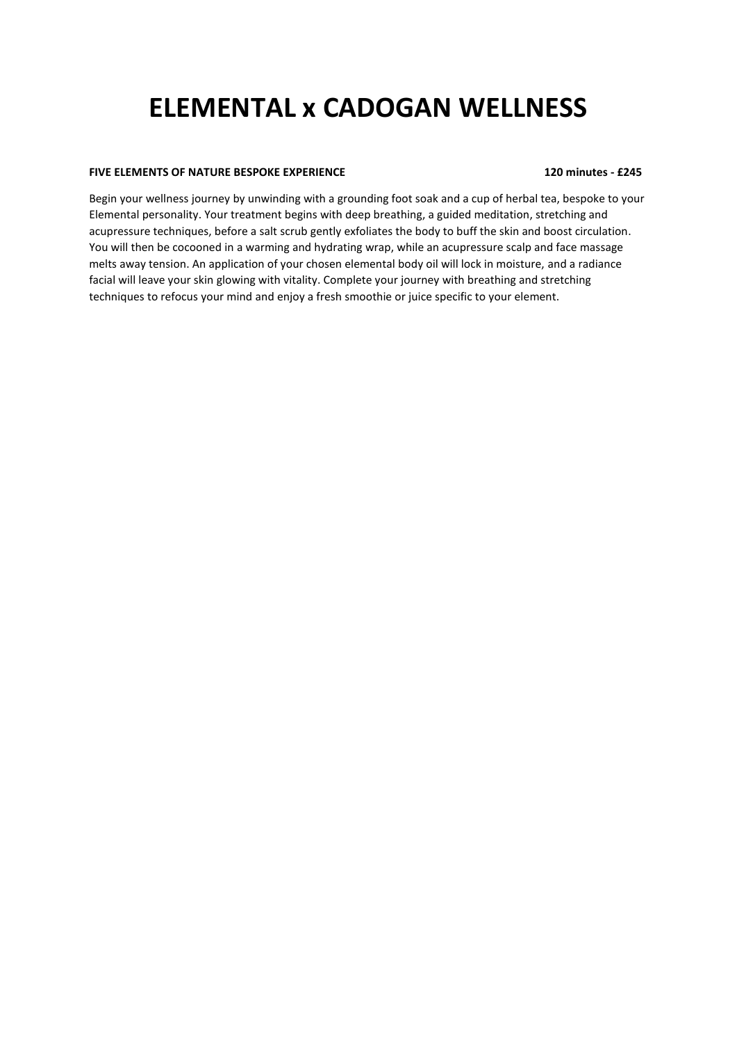# ELEMENTAL x CADOGAN WELLNESS

**FIVE ELEMENTS OF NATURE BESPOKE EXPERIENCE** **120 minutes - £245**

Begin your wellness journey by unwinding with a grounding foot soak and a cup of herbal tea, bespoke to your Elemental personality. Your treatment begins with deep breathing, a guided meditation, stretching and acupressure techniques, before a salt scrub gently exfoliates the body to buff the skin and boost circulation. You will then be cocooned in a warming and hydrating wrap, while an acupressure scalp and face massage melts away tension. An application of your chosen elemental body oil will lock in moisture, and a radiance facial will leave your skin glowing with vitality. Complete your journey with breathing and stretching techniques to refocus your mind and enjoy a fresh smoothie or juice specific to your element.